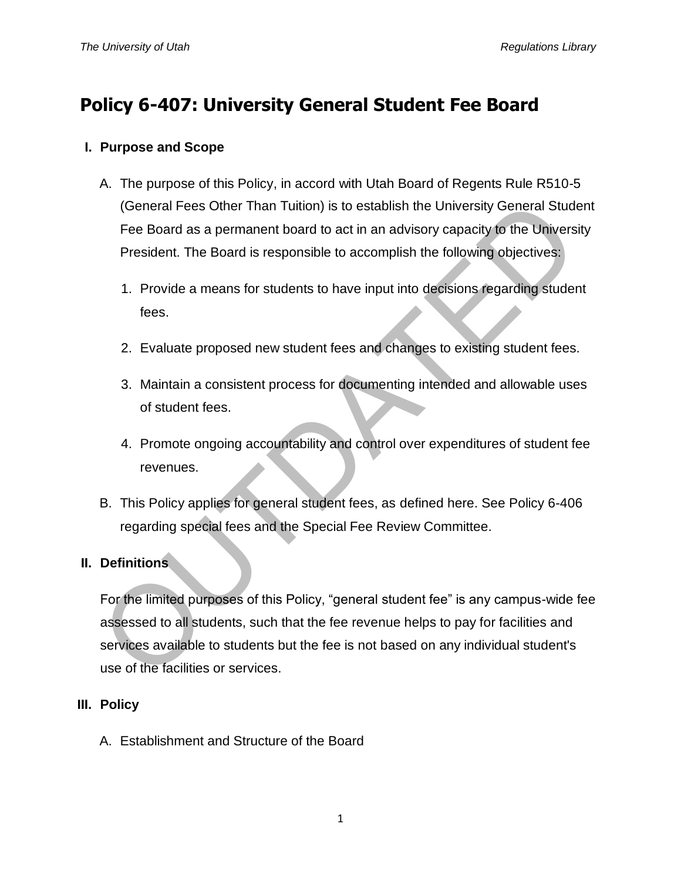# Policy 6-407: University General Student Fee Board

## I. Purpose and Scope

A. The purpose of this Policy, in accord with Utah Board of Regents Rule R510-5 (General Fees Other Than Tuition) is to establish the University General Student Fee Board as a permanent board to act in an advisory capacity to the University President. The Board is responsible to accomplish the following objectives:

1. Provide a means for students to have input into decisions regarding student fees.
2. Evaluate proposed new student fees and changes to existing student fees.
3. Maintain a consistent process for documenting intended and allowable uses of student fees.
4. Promote ongoing accountability and control over expenditures of student fee revenues.

B. This Policy applies for general student fees, as defined here. See Policy 6-406 regarding special fees and the Special Fee Review Committee.

## II. Definitions

For the limited purposes of this Policy, "general student fee" is any campus-wide fee assessed to all students, such that the fee revenue helps to pay for facilities and services available to students but the fee is not based on any individual student's use of the facilities or services.

## III. Policy

A. Establishment and Structure of the Board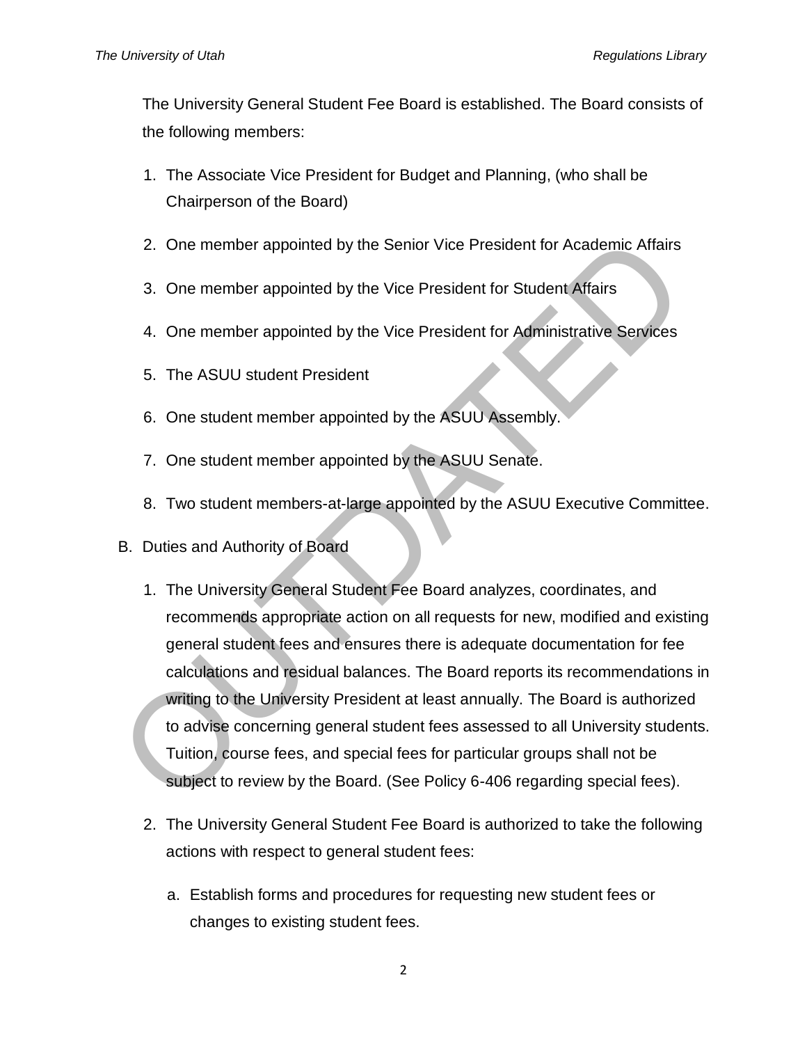The University General Student Fee Board is established. The Board consists of the following members:

1. The Associate Vice President for Budget and Planning, (who shall be Chairperson of the Board)
2. One member appointed by the Senior Vice President for Academic Affairs
3. One member appointed by the Vice President for Student Affairs
4. One member appointed by the Vice President for Administrative Services
5. The ASUU student President
6. One student member appointed by the ASUU Assembly.
7. One student member appointed by the ASUU Senate.
8. Two student members-at-large appointed by the ASUU Executive Committee.

B. Duties and Authority of Board

1. The University General Student Fee Board analyzes, coordinates, and recommends appropriate action on all requests for new, modified and existing general student fees and ensures there is adequate documentation for fee calculations and residual balances. The Board reports its recommendations in writing to the University President at least annually. The Board is authorized to advise concerning general student fees assessed to all University students. Tuition, course fees, and special fees for particular groups shall not be subject to review by the Board. (See Policy 6-406 regarding special fees).

2. The University General Student Fee Board is authorized to take the following actions with respect to general student fees:

   a. Establish forms and procedures for requesting new student fees or changes to existing student fees.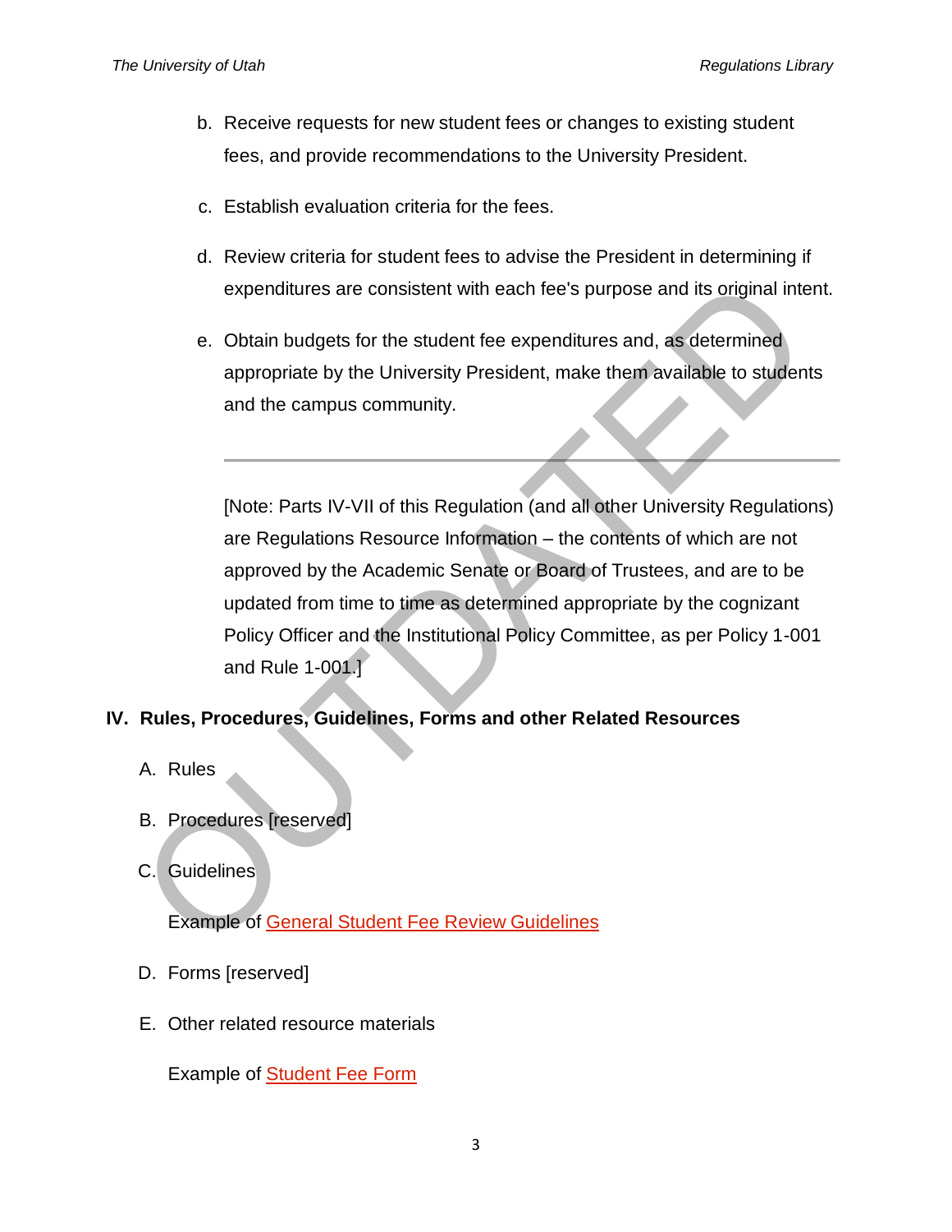b. Receive requests for new student fees or changes to existing student fees, and provide recommendations to the University President.

c. Establish evaluation criteria for the fees.

d. Review criteria for student fees to advise the President in determining if expenditures are consistent with each fee's purpose and its original intent.

e. Obtain budgets for the student fee expenditures and, as determined appropriate by the University President, make them available to students and the campus community.

---

[Note: Parts IV-VII of this Regulation (and all other University Regulations) are Regulations Resource Information – the contents of which are not approved by the Academic Senate or Board of Trustees, and are to be updated from time to time as determined appropriate by the cognizant Policy Officer and the Institutional Policy Committee, as per Policy 1-001 and Rule 1-001.]

## IV. Rules, Procedures, Guidelines, Forms and other Related Resources

A. Rules

B. Procedures [reserved]

C. Guidelines

Example of General Student Fee Review Guidelines

D. Forms [reserved]

E. Other related resource materials

Example of Student Fee Form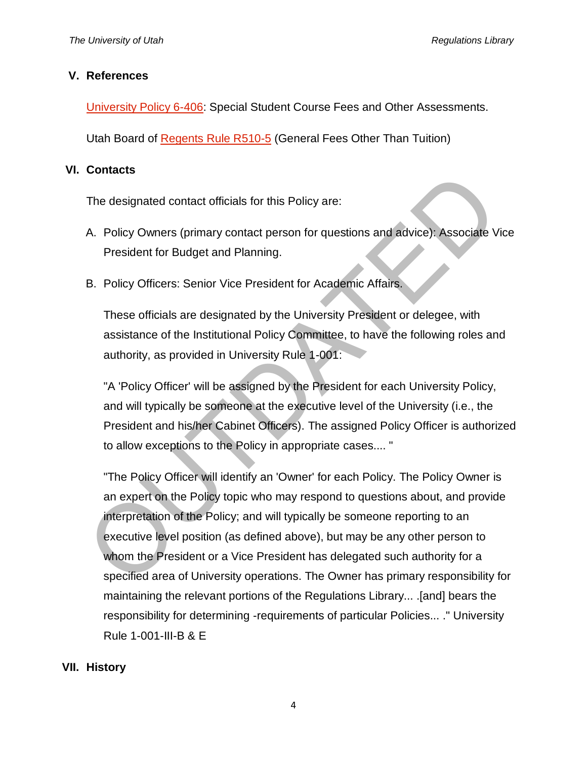## V. References

University Policy 6-406: Special Student Course Fees and Other Assessments.

Utah Board of Regents Rule R510-5 (General Fees Other Than Tuition)

## VI. Contacts

The designated contact officials for this Policy are:

A. Policy Owners (primary contact person for questions and advice): Associate Vice President for Budget and Planning.

B. Policy Officers: Senior Vice President for Academic Affairs.

   These officials are designated by the University President or delegee, with assistance of the Institutional Policy Committee, to have the following roles and authority, as provided in University Rule 1-001:

   "A 'Policy Officer' will be assigned by the President for each University Policy, and will typically be someone at the executive level of the University (i.e., the President and his/her Cabinet Officers). The assigned Policy Officer is authorized to allow exceptions to the Policy in appropriate cases.... "

   "The Policy Officer will identify an 'Owner' for each Policy. The Policy Owner is an expert on the Policy topic who may respond to questions about, and provide interpretation of the Policy; and will typically be someone reporting to an executive level position (as defined above), but may be any other person to whom the President or a Vice President has delegated such authority for a specified area of University operations. The Owner has primary responsibility for maintaining the relevant portions of the Regulations Library... .[and] bears the responsibility for determining -requirements of particular Policies... ." University Rule 1-001-III-B & E

## VII. History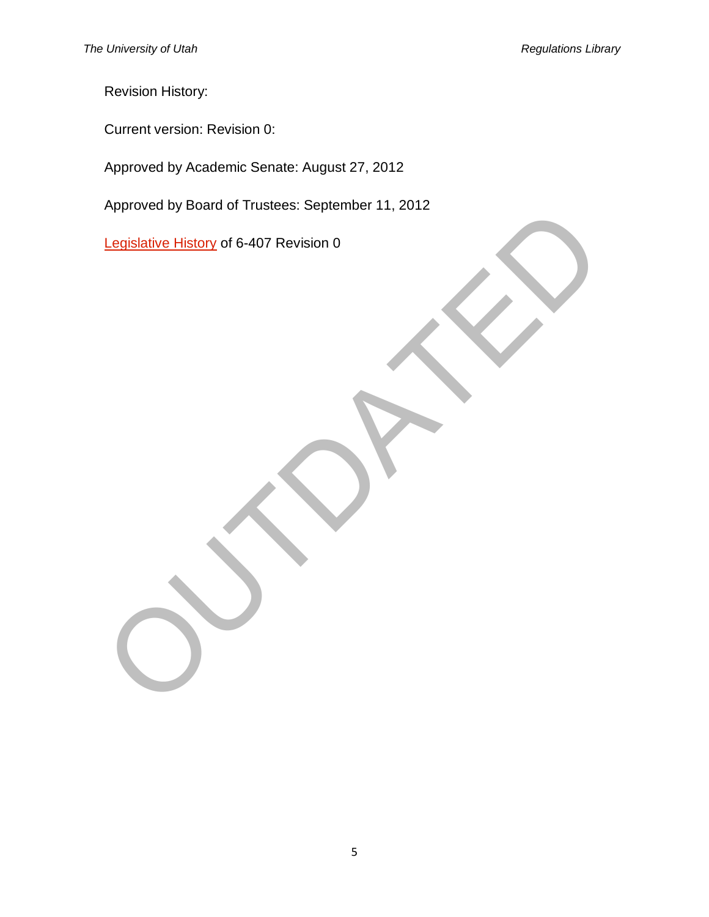Revision History:

Current version: Revision 0:

Approved by Academic Senate: August 27, 2012

Approved by Board of Trustees: September 11, 2012

Legislative History of 6-407 Revision 0